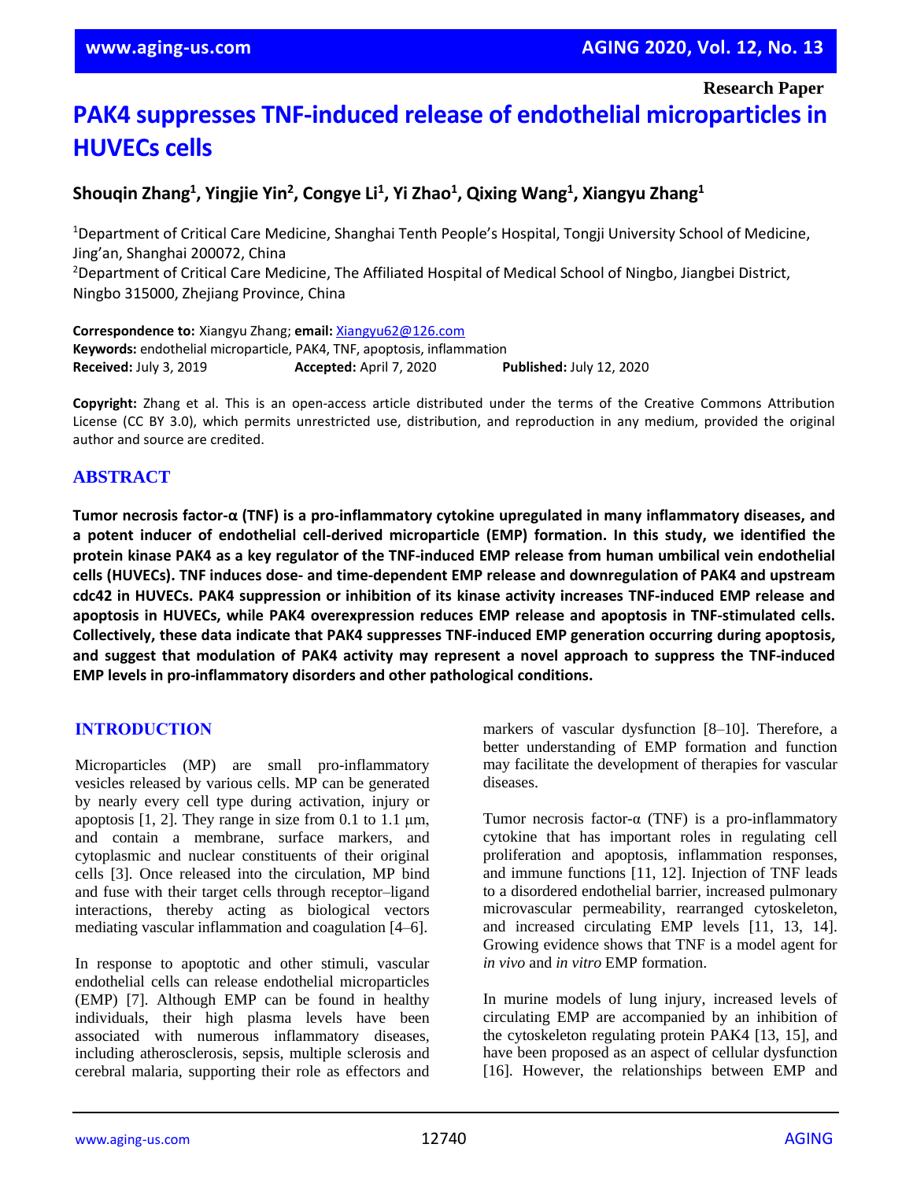Research Paper

# PAK4 suppresses TNF-induced release of endothelial microparticles in HUVECs cells

**Shouqin Zhang[1], Yingjie Yin[2], Congye Li[1], Yi Zhao[1], Qixing Wang[1], Xiangyu Zhang[1]**

[1]Department of Critical Care Medicine, Shanghai Tenth People's Hospital, Tongji University School of Medicine, Jing'an, Shanghai 200072, China

[2]Department of Critical Care Medicine, The Affiliated Hospital of Medical School of Ningbo, Jiangbei District, Ningbo 315000, Zhejiang Province, China

**Correspondence to:** Xiangyu Zhang; **email:** Xiangyu62@126.com
**Keywords:** endothelial microparticle, PAK4, TNF, apoptosis, inflammation
**Received:** July 3, 2019 **Accepted:** April 7, 2020 **Published:** July 12, 2020

**Copyright:** Zhang et al. This is an open-access article distributed under the terms of the Creative Commons Attribution License (CC BY 3.0), which permits unrestricted use, distribution, and reproduction in any medium, provided the original author and source are credited.

## ABSTRACT

**Tumor necrosis factor-α (TNF) is a pro-inflammatory cytokine upregulated in many inflammatory diseases, and a potent inducer of endothelial cell-derived microparticle (EMP) formation. In this study, we identified the protein kinase PAK4 as a key regulator of the TNF-induced EMP release from human umbilical vein endothelial cells (HUVECs). TNF induces dose- and time-dependent EMP release and downregulation of PAK4 and upstream cdc42 in HUVECs. PAK4 suppression or inhibition of its kinase activity increases TNF-induced EMP release and apoptosis in HUVECs, while PAK4 overexpression reduces EMP release and apoptosis in TNF-stimulated cells. Collectively, these data indicate that PAK4 suppresses TNF-induced EMP generation occurring during apoptosis, and suggest that modulation of PAK4 activity may represent a novel approach to suppress the TNF-induced EMP levels in pro-inflammatory disorders and other pathological conditions.**

## INTRODUCTION

Microparticles (MP) are small pro-inflammatory vesicles released by various cells. MP can be generated by nearly every cell type during activation, injury or apoptosis [1, 2]. They range in size from 0.1 to 1.1 μm, and contain a membrane, surface markers, and cytoplasmic and nuclear constituents of their original cells [3]. Once released into the circulation, MP bind and fuse with their target cells through receptor–ligand interactions, thereby acting as biological vectors mediating vascular inflammation and coagulation [4–6].

In response to apoptotic and other stimuli, vascular endothelial cells can release endothelial microparticles (EMP) [7]. Although EMP can be found in healthy individuals, their high plasma levels have been associated with numerous inflammatory diseases, including atherosclerosis, sepsis, multiple sclerosis and cerebral malaria, supporting their role as effectors and markers of vascular dysfunction [8–10]. Therefore, a better understanding of EMP formation and function may facilitate the development of therapies for vascular diseases.

Tumor necrosis factor-α (TNF) is a pro-inflammatory cytokine that has important roles in regulating cell proliferation and apoptosis, inflammation responses, and immune functions [11, 12]. Injection of TNF leads to a disordered endothelial barrier, increased pulmonary microvascular permeability, rearranged cytoskeleton, and increased circulating EMP levels [11, 13, 14]. Growing evidence shows that TNF is a model agent for *in vivo* and *in vitro* EMP formation.

In murine models of lung injury, increased levels of circulating EMP are accompanied by an inhibition of the cytoskeleton regulating protein PAK4 [13, 15], and have been proposed as an aspect of cellular dysfunction [16]. However, the relationships between EMP and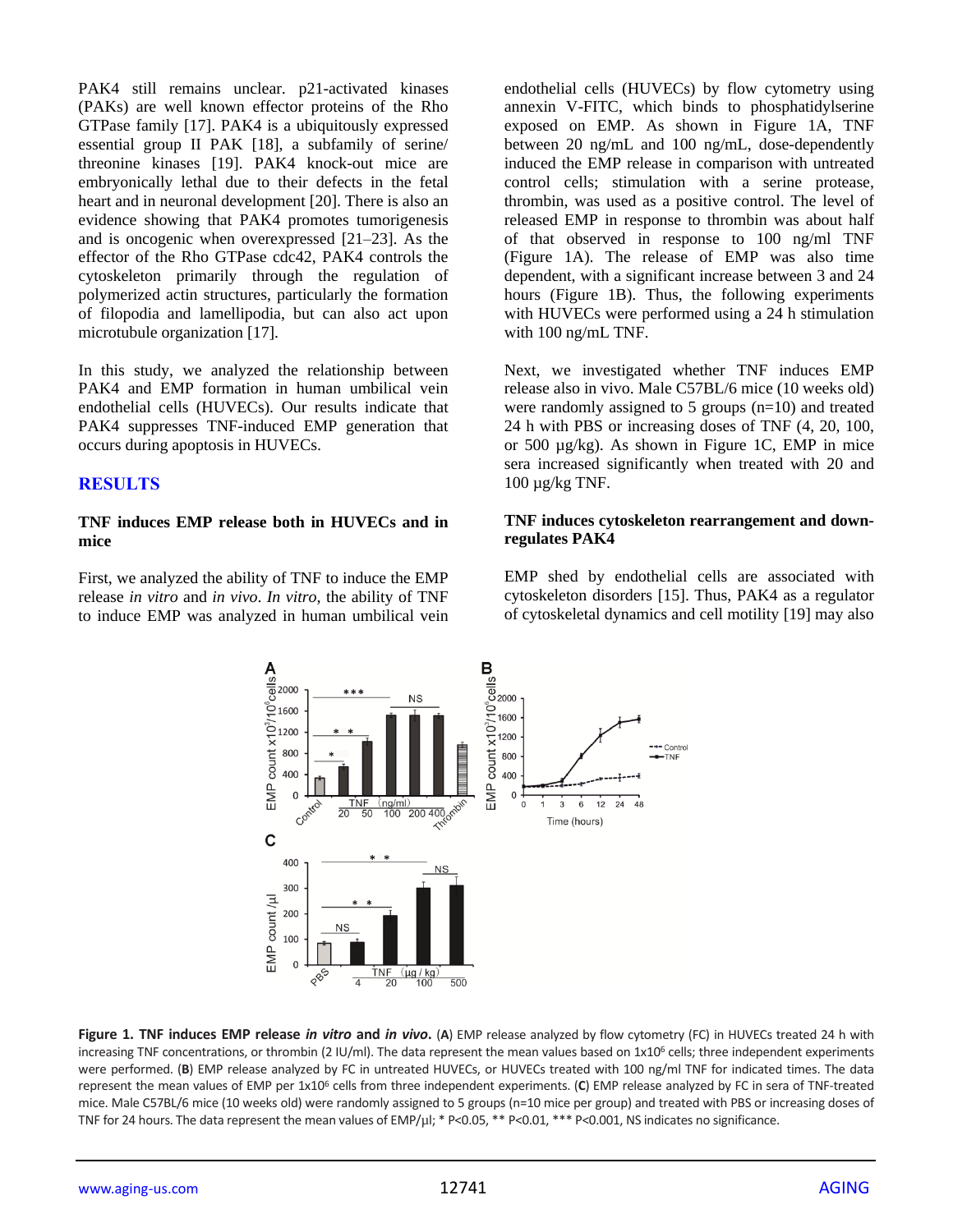PAK4 still remains unclear. p21-activated kinases (PAKs) are well known effector proteins of the Rho GTPase family [17]. PAK4 is a ubiquitously expressed essential group II PAK [18], a subfamily of serine/threonine kinases [19]. PAK4 knock-out mice are embryonically lethal due to their defects in the fetal heart and in neuronal development [20]. There is also an evidence showing that PAK4 promotes tumorigenesis and is oncogenic when overexpressed [21–23]. As the effector of the Rho GTPase cdc42, PAK4 controls the cytoskeleton primarily through the regulation of polymerized actin structures, particularly the formation of filopodia and lamellipodia, but can also act upon microtubule organization [17].

In this study, we analyzed the relationship between PAK4 and EMP formation in human umbilical vein endothelial cells (HUVECs). Our results indicate that PAK4 suppresses TNF-induced EMP generation that occurs during apoptosis in HUVECs.

## RESULTS

### TNF induces EMP release both in HUVECs and in mice

First, we analyzed the ability of TNF to induce the EMP release *in vitro* and *in vivo*. *In vitro*, the ability of TNF to induce EMP was analyzed in human umbilical vein endothelial cells (HUVECs) by flow cytometry using annexin V-FITC, which binds to phosphatidylserine exposed on EMP. As shown in Figure 1A, TNF between 20 ng/mL and 100 ng/mL, dose-dependently induced the EMP release in comparison with untreated control cells; stimulation with a serine protease, thrombin, was used as a positive control. The level of released EMP in response to thrombin was about half of that observed in response to 100 ng/ml TNF (Figure 1A). The release of EMP was also time dependent, with a significant increase between 3 and 24 hours (Figure 1B). Thus, the following experiments with HUVECs were performed using a 24 h stimulation with 100 ng/mL TNF.

Next, we investigated whether TNF induces EMP release also in vivo. Male C57BL/6 mice (10 weeks old) were randomly assigned to 5 groups (n=10) and treated 24 h with PBS or increasing doses of TNF (4, 20, 100, or 500 µg/kg). As shown in Figure 1C, EMP in mice sera increased significantly when treated with 20 and 100 µg/kg TNF.

### TNF induces cytoskeleton rearrangement and down-regulates PAK4

EMP shed by endothelial cells are associated with cytoskeleton disorders [15]. Thus, PAK4 as a regulator of cytoskeletal dynamics and cell motility [19] may also

**Figure 1. TNF induces EMP release *in vitro* and *in vivo*.** (**A**) EMP release analyzed by flow cytometry (FC) in HUVECs treated 24 h with increasing TNF concentrations, or thrombin (2 IU/ml). The data represent the mean values based on $1x10^6$ cells; three independent experiments were performed. (**B**) EMP release analyzed by FC in untreated HUVECs, or HUVECs treated with 100 ng/ml TNF for indicated times. The data represent the mean values of EMP per $1x10^6$ cells from three independent experiments. (**C**) EMP release analyzed by FC in sera of TNF-treated mice. Male C57BL/6 mice (10 weeks old) were randomly assigned to 5 groups (n=10 mice per group) and treated with PBS or increasing doses of TNF for 24 hours. The data represent the mean values of EMP/µl; * P<0.05, ** P<0.01, *** P<0.001, NS indicates no significance.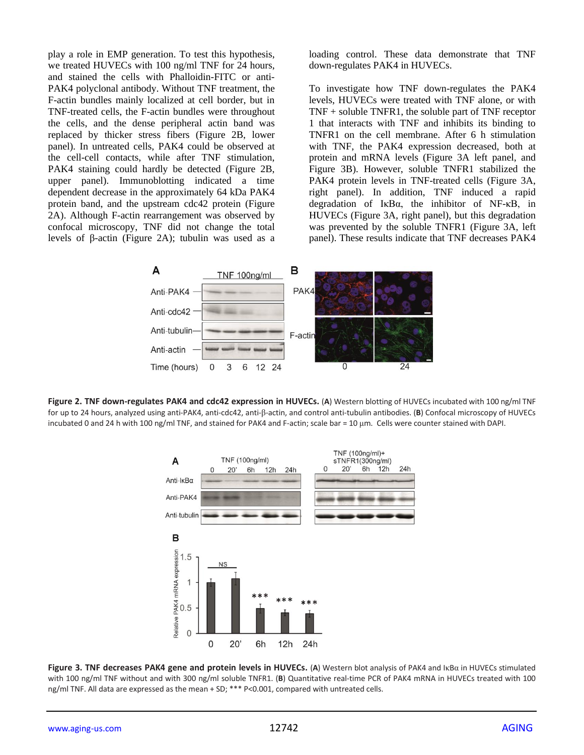play a role in EMP generation. To test this hypothesis, we treated HUVECs with 100 ng/ml TNF for 24 hours, and stained the cells with Phalloidin-FITC or anti-PAK4 polyclonal antibody. Without TNF treatment, the F-actin bundles mainly localized at cell border, but in TNF-treated cells, the F-actin bundles were throughout the cells, and the dense peripheral actin band was replaced by thicker stress fibers (Figure 2B, lower panel). In untreated cells, PAK4 could be observed at the cell-cell contacts, while after TNF stimulation, PAK4 staining could hardly be detected (Figure 2B, upper panel). Immunoblotting indicated a time dependent decrease in the approximately 64 kDa PAK4 protein band, and the upstream cdc42 protein (Figure 2A). Although F-actin rearrangement was observed by confocal microscopy, TNF did not change the total levels of β-actin (Figure 2A); tubulin was used as a loading control. These data demonstrate that TNF down-regulates PAK4 in HUVECs.

To investigate how TNF down-regulates the PAK4 levels, HUVECs were treated with TNF alone, or with TNF + soluble TNFR1, the soluble part of TNF receptor 1 that interacts with TNF and inhibits its binding to TNFR1 on the cell membrane. After 6 h stimulation with TNF, the PAK4 expression decreased, both at protein and mRNA levels (Figure 3A left panel, and Figure 3B). However, soluble TNFR1 stabilized the PAK4 protein levels in TNF-treated cells (Figure 3A, right panel). In addition, TNF induced a rapid degradation of IκBα, the inhibitor of NF-κB, in HUVECs (Figure 3A, right panel), but this degradation was prevented by the soluble TNFR1 (Figure 3A, left panel). These results indicate that TNF decreases PAK4

**Figure 2. TNF down-regulates PAK4 and cdc42 expression in HUVECs.** (**A**) Western blotting of HUVECs incubated with 100 ng/ml TNF for up to 24 hours, analyzed using anti-PAK4, anti-cdc42, anti-β-actin, and control anti-tubulin antibodies. (**B**) Confocal microscopy of HUVECs incubated 0 and 24 h with 100 ng/ml TNF, and stained for PAK4 and F-actin; scale bar = 10 μm. Cells were counter stained with DAPI.

**Figure 3. TNF decreases PAK4 gene and protein levels in HUVECs.** (**A**) Western blot analysis of PAK4 and IκBα in HUVECs stimulated with 100 ng/ml TNF without and with 300 ng/ml soluble TNFR1. (**B**) Quantitative real-time PCR of PAK4 mRNA in HUVECs treated with 100 ng/ml TNF. All data are expressed as the mean + SD; *** P<0.001, compared with untreated cells.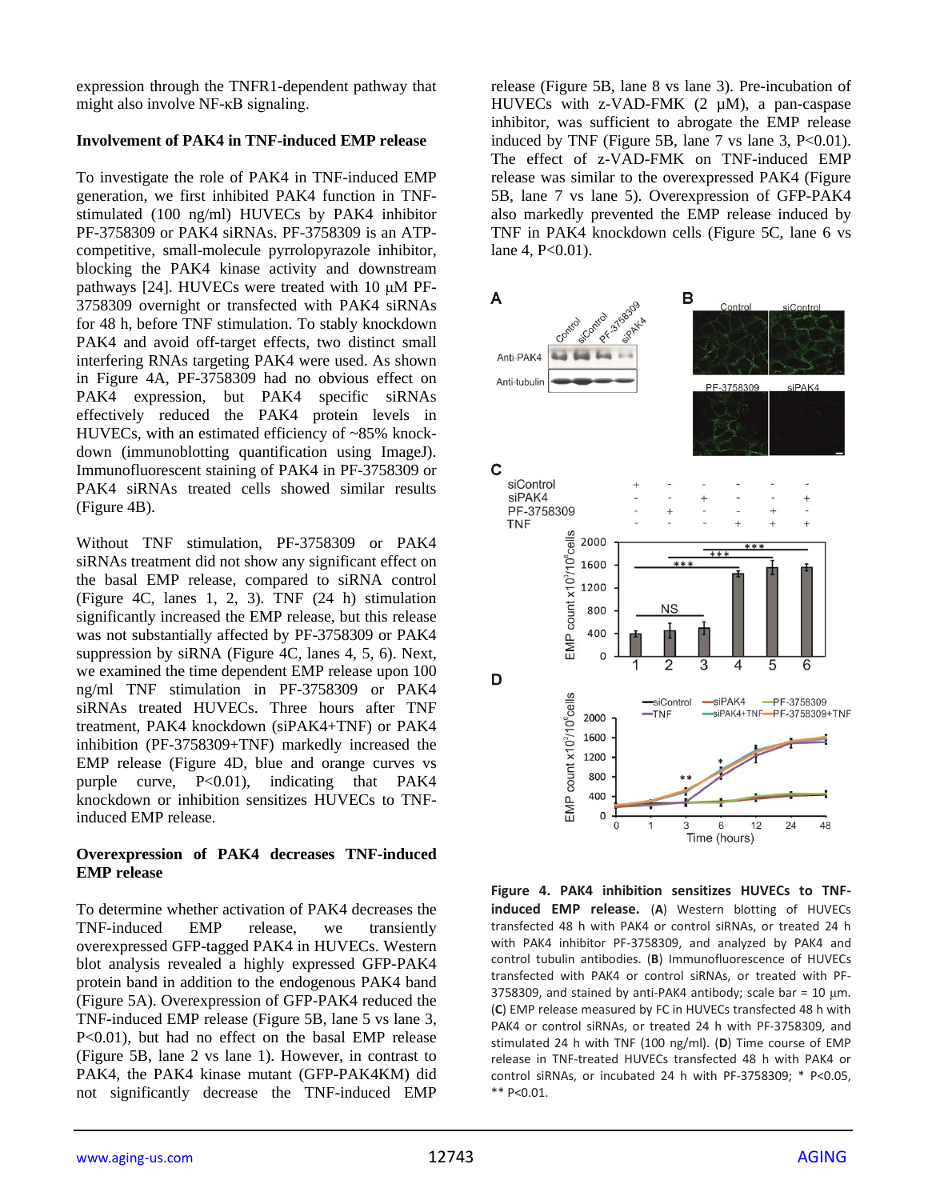expression through the TNFR1-dependent pathway that might also involve NF-κB signaling.

### Involvement of PAK4 in TNF-induced EMP release

To investigate the role of PAK4 in TNF-induced EMP generation, we first inhibited PAK4 function in TNF-stimulated (100 ng/ml) HUVECs by PAK4 inhibitor PF-3758309 or PAK4 siRNAs. PF-3758309 is an ATP-competitive, small-molecule pyrrolopyrazole inhibitor, blocking the PAK4 kinase activity and downstream pathways [24]. HUVECs were treated with 10 μM PF-3758309 overnight or transfected with PAK4 siRNAs for 48 h, before TNF stimulation. To stably knockdown PAK4 and avoid off-target effects, two distinct small interfering RNAs targeting PAK4 were used. As shown in Figure 4A, PF-3758309 had no obvious effect on PAK4 expression, but PAK4 specific siRNAs effectively reduced the PAK4 protein levels in HUVECs, with an estimated efficiency of ~85% knock-down (immunoblotting quantification using ImageJ). Immunofluorescent staining of PAK4 in PF-3758309 or PAK4 siRNAs treated cells showed similar results (Figure 4B).

Without TNF stimulation, PF-3758309 or PAK4 siRNAs treatment did not show any significant effect on the basal EMP release, compared to siRNA control (Figure 4C, lanes 1, 2, 3). TNF (24 h) stimulation significantly increased the EMP release, but this release was not substantially affected by PF-3758309 or PAK4 suppression by siRNA (Figure 4C, lanes 4, 5, 6). Next, we examined the time dependent EMP release upon 100 ng/ml TNF stimulation in PF-3758309 or PAK4 siRNAs treated HUVECs. Three hours after TNF treatment, PAK4 knockdown (siPAK4+TNF) or PAK4 inhibition (PF-3758309+TNF) markedly increased the EMP release (Figure 4D, blue and orange curves vs purple curve, P<0.01), indicating that PAK4 knockdown or inhibition sensitizes HUVECs to TNF-induced EMP release.

### Overexpression of PAK4 decreases TNF-induced EMP release

To determine whether activation of PAK4 decreases the TNF-induced EMP release, we transiently overexpressed GFP-tagged PAK4 in HUVECs. Western blot analysis revealed a highly expressed GFP-PAK4 protein band in addition to the endogenous PAK4 band (Figure 5A). Overexpression of GFP-PAK4 reduced the TNF-induced EMP release (Figure 5B, lane 5 vs lane 3, P<0.01), but had no effect on the basal EMP release (Figure 5B, lane 2 vs lane 1). However, in contrast to PAK4, the PAK4 kinase mutant (GFP-PAK4KM) did not significantly decrease the TNF-induced EMP release (Figure 5B, lane 8 vs lane 3). Pre-incubation of HUVECs with z-VAD-FMK (2 μM), a pan-caspase inhibitor, was sufficient to abrogate the EMP release induced by TNF (Figure 5B, lane 7 vs lane 3, P<0.01). The effect of z-VAD-FMK on TNF-induced EMP release was similar to the overexpressed PAK4 (Figure 5B, lane 7 vs lane 5). Overexpression of GFP-PAK4 also markedly prevented the EMP release induced by TNF in PAK4 knockdown cells (Figure 5C, lane 6 vs lane 4, P<0.01).

**Figure 4. PAK4 inhibition sensitizes HUVECs to TNF-induced EMP release.** (**A**) Western blotting of HUVECs transfected 48 h with PAK4 or control siRNAs, or treated 24 h with PAK4 inhibitor PF-3758309, and analyzed by PAK4 and control tubulin antibodies. (**B**) Immunofluorescence of HUVECs transfected with PAK4 or control siRNAs, or treated with PF-3758309, and stained by anti-PAK4 antibody; scale bar = 10 μm. (**C**) EMP release measured by FC in HUVECs transfected 48 h with PAK4 or control siRNAs, or treated 24 h with PF-3758309, and stimulated 24 h with TNF (100 ng/ml). (**D**) Time course of EMP release in TNF-treated HUVECs transfected 48 h with PAK4 or control siRNAs, or incubated 24 h with PF-3758309; * P<0.05, ** P<0.01.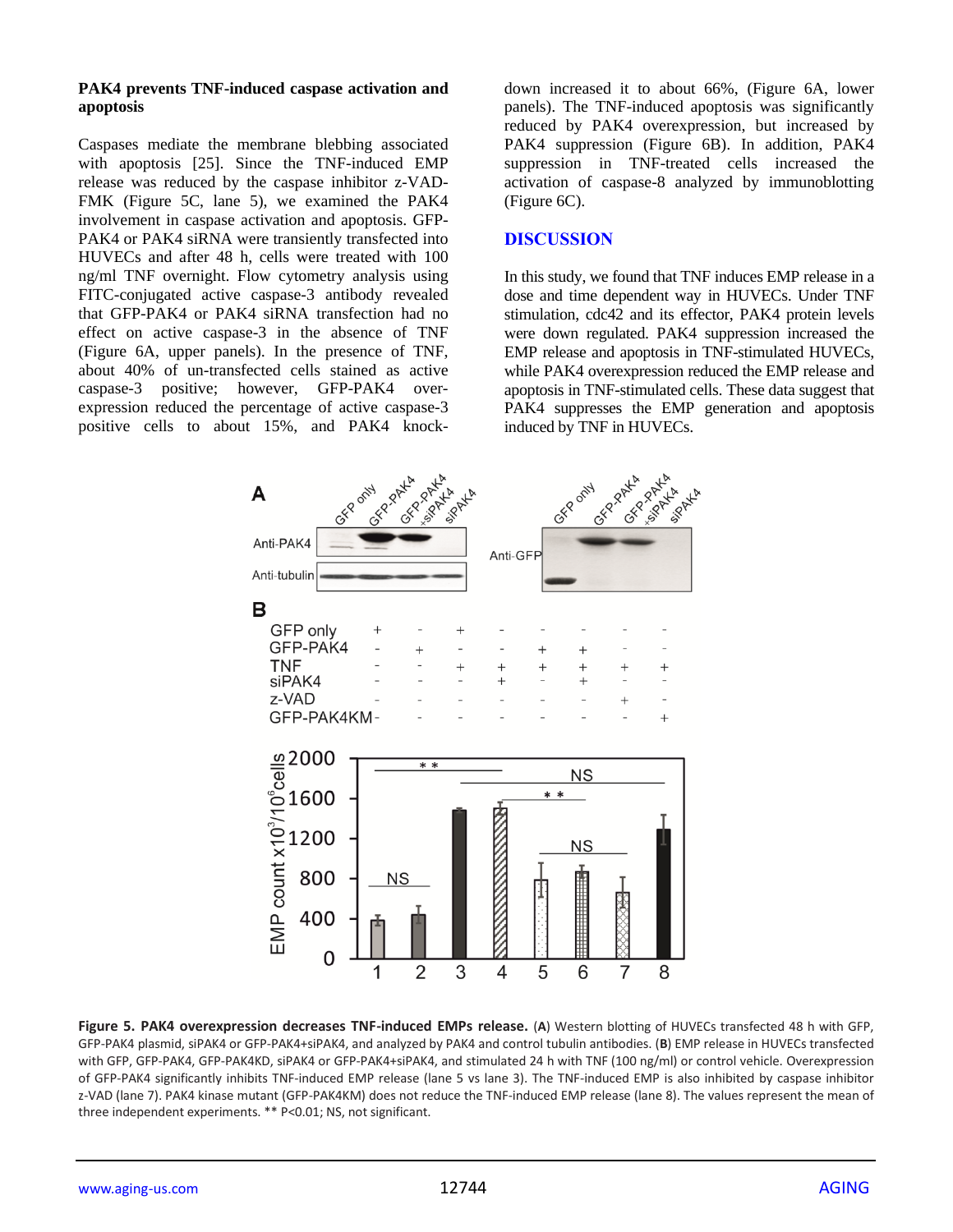### PAK4 prevents TNF-induced caspase activation and apoptosis

Caspases mediate the membrane blebbing associated with apoptosis [25]. Since the TNF-induced EMP release was reduced by the caspase inhibitor z-VAD-FMK (Figure 5C, lane 5), we examined the PAK4 involvement in caspase activation and apoptosis. GFP-PAK4 or PAK4 siRNA were transiently transfected into HUVECs and after 48 h, cells were treated with 100 ng/ml TNF overnight. Flow cytometry analysis using FITC-conjugated active caspase-3 antibody revealed that GFP-PAK4 or PAK4 siRNA transfection had no effect on active caspase-3 in the absence of TNF (Figure 6A, upper panels). In the presence of TNF, about 40% of un-transfected cells stained as active caspase-3 positive; however, GFP-PAK4 over-expression reduced the percentage of active caspase-3 positive cells to about 15%, and PAK4 knock-down increased it to about 66%, (Figure 6A, lower panels). The TNF-induced apoptosis was significantly reduced by PAK4 overexpression, but increased by PAK4 suppression (Figure 6B). In addition, PAK4 suppression in TNF-treated cells increased the activation of caspase-8 analyzed by immunoblotting (Figure 6C).

## DISCUSSION

In this study, we found that TNF induces EMP release in a dose and time dependent way in HUVECs. Under TNF stimulation, cdc42 and its effector, PAK4 protein levels were down regulated. PAK4 suppression increased the EMP release and apoptosis in TNF-stimulated HUVECs, while PAK4 overexpression reduced the EMP release and apoptosis in TNF-stimulated cells. These data suggest that PAK4 suppresses the EMP generation and apoptosis induced by TNF in HUVECs.

**Figure 5. PAK4 overexpression decreases TNF-induced EMPs release.** (**A**) Western blotting of HUVECs transfected 48 h with GFP, GFP-PAK4 plasmid, siPAK4 or GFP-PAK4+siPAK4, and analyzed by PAK4 and control tubulin antibodies. (**B**) EMP release in HUVECs transfected with GFP, GFP-PAK4, GFP-PAK4KD, siPAK4 or GFP-PAK4+siPAK4, and stimulated 24 h with TNF (100 ng/ml) or control vehicle. Overexpression of GFP-PAK4 significantly inhibits TNF-induced EMP release (lane 5 vs lane 3). The TNF-induced EMP is also inhibited by caspase inhibitor z-VAD (lane 7). PAK4 kinase mutant (GFP-PAK4KM) does not reduce the TNF-induced EMP release (lane 8). The values represent the mean of three independent experiments. ** P<0.01; NS, not significant.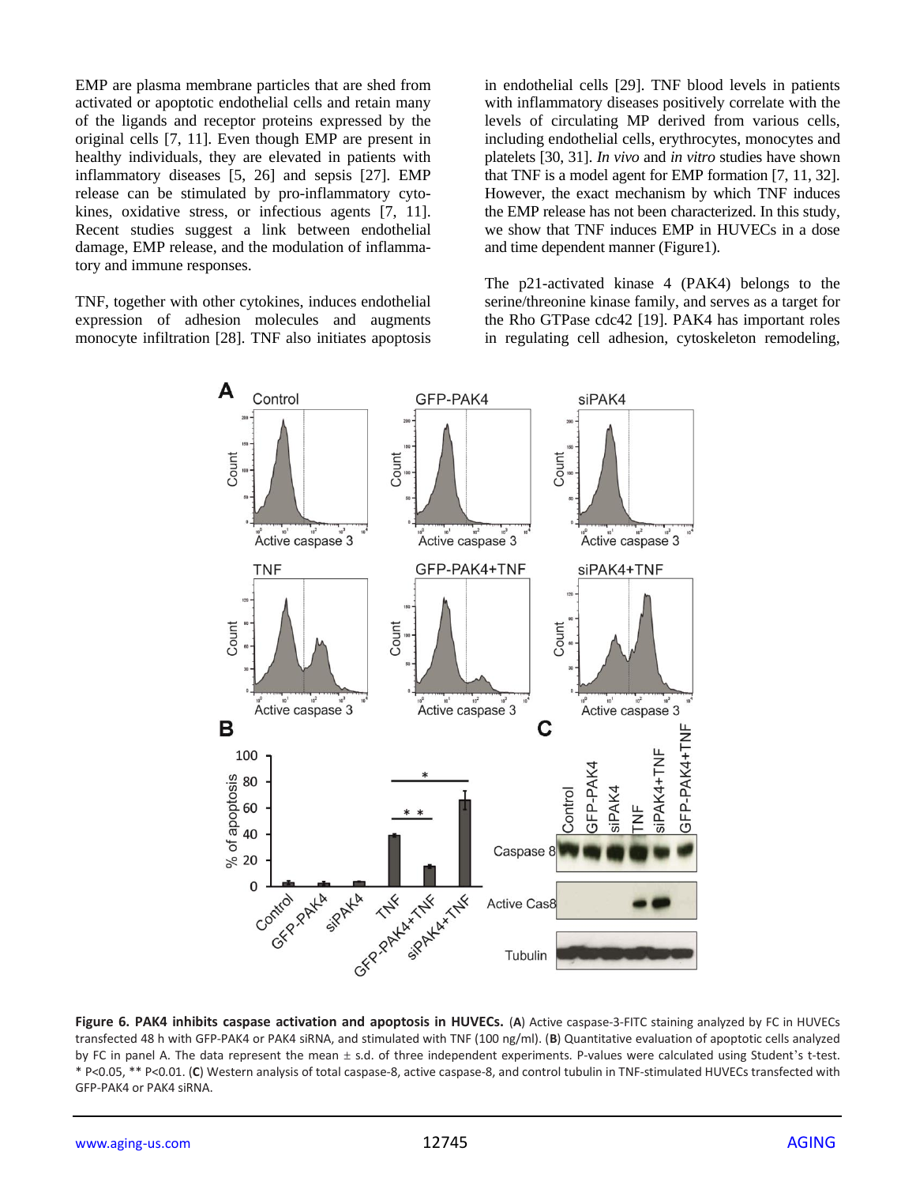EMP are plasma membrane particles that are shed from activated or apoptotic endothelial cells and retain many of the ligands and receptor proteins expressed by the original cells [7, 11]. Even though EMP are present in healthy individuals, they are elevated in patients with inflammatory diseases [5, 26] and sepsis [27]. EMP release can be stimulated by pro-inflammatory cytokines, oxidative stress, or infectious agents [7, 11]. Recent studies suggest a link between endothelial damage, EMP release, and the modulation of inflammatory and immune responses.

TNF, together with other cytokines, induces endothelial expression of adhesion molecules and augments monocyte infiltration [28]. TNF also initiates apoptosis in endothelial cells [29]. TNF blood levels in patients with inflammatory diseases positively correlate with the levels of circulating MP derived from various cells, including endothelial cells, erythrocytes, monocytes and platelets [30, 31]. *In vivo* and *in vitro* studies have shown that TNF is a model agent for EMP formation [7, 11, 32]. However, the exact mechanism by which TNF induces the EMP release has not been characterized. In this study, we show that TNF induces EMP in HUVECs in a dose and time dependent manner (Figure1).

The p21-activated kinase 4 (PAK4) belongs to the serine/threonine kinase family, and serves as a target for the Rho GTPase cdc42 [19]. PAK4 has important roles in regulating cell adhesion, cytoskeleton remodeling,

**Figure 6. PAK4 inhibits caspase activation and apoptosis in HUVECs.** (**A**) Active caspase-3-FITC staining analyzed by FC in HUVECs transfected 48 h with GFP-PAK4 or PAK4 siRNA, and stimulated with TNF (100 ng/ml). (**B**) Quantitative evaluation of apoptotic cells analyzed by FC in panel A. The data represent the mean ± s.d. of three independent experiments. P-values were calculated using Student's t-test. * P<0.05, ** P<0.01. (**C**) Western analysis of total caspase-8, active caspase-8, and control tubulin in TNF-stimulated HUVECs transfected with GFP-PAK4 or PAK4 siRNA.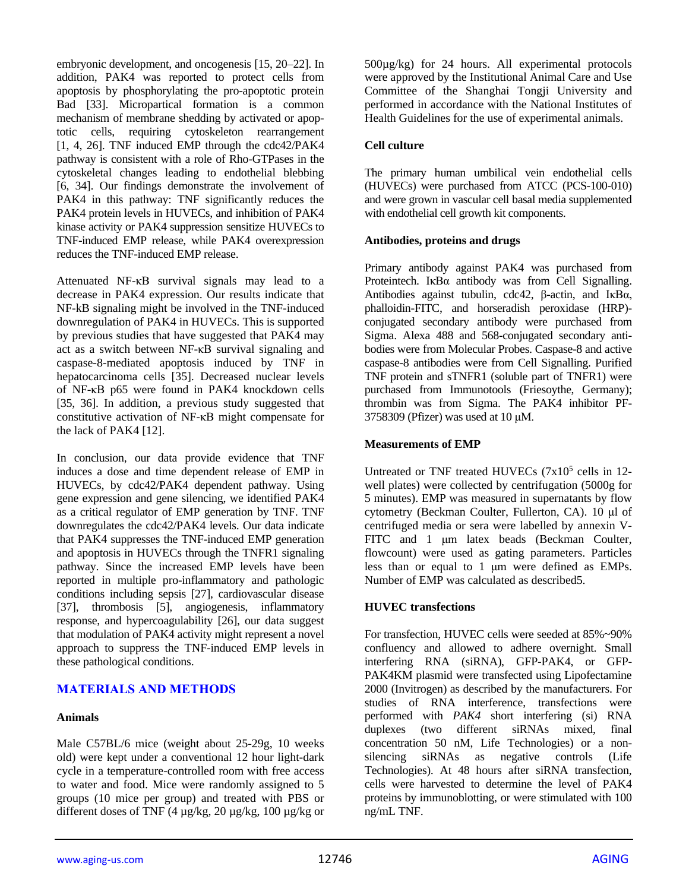embryonic development, and oncogenesis [15, 20–22]. In addition, PAK4 was reported to protect cells from apoptosis by phosphorylating the pro-apoptotic protein Bad [33]. Micropartical formation is a common mechanism of membrane shedding by activated or apoptotic cells, requiring cytoskeleton rearrangement [1, 4, 26]. TNF induced EMP through the cdc42/PAK4 pathway is consistent with a role of Rho-GTPases in the cytoskeletal changes leading to endothelial blebbing [6, 34]. Our findings demonstrate the involvement of PAK4 in this pathway: TNF significantly reduces the PAK4 protein levels in HUVECs, and inhibition of PAK4 kinase activity or PAK4 suppression sensitize HUVECs to TNF-induced EMP release, while PAK4 overexpression reduces the TNF-induced EMP release.

Attenuated NF-κB survival signals may lead to a decrease in PAK4 expression. Our results indicate that NF-kB signaling might be involved in the TNF-induced downregulation of PAK4 in HUVECs. This is supported by previous studies that have suggested that PAK4 may act as a switch between NF-κB survival signaling and caspase-8-mediated apoptosis induced by TNF in hepatocarcinoma cells [35]. Decreased nuclear levels of NF-κB p65 were found in PAK4 knockdown cells [35, 36]. In addition, a previous study suggested that constitutive activation of NF-κB might compensate for the lack of PAK4 [12].

In conclusion, our data provide evidence that TNF induces a dose and time dependent release of EMP in HUVECs, by cdc42/PAK4 dependent pathway. Using gene expression and gene silencing, we identified PAK4 as a critical regulator of EMP generation by TNF. TNF downregulates the cdc42/PAK4 levels. Our data indicate that PAK4 suppresses the TNF-induced EMP generation and apoptosis in HUVECs through the TNFR1 signaling pathway. Since the increased EMP levels have been reported in multiple pro-inflammatory and pathologic conditions including sepsis [27], cardiovascular disease [37], thrombosis [5], angiogenesis, inflammatory response, and hypercoagulability [26], our data suggest that modulation of PAK4 activity might represent a novel approach to suppress the TNF-induced EMP levels in these pathological conditions.

## MATERIALS AND METHODS

### Animals

Male C57BL/6 mice (weight about 25-29g, 10 weeks old) were kept under a conventional 12 hour light-dark cycle in a temperature-controlled room with free access to water and food. Mice were randomly assigned to 5 groups (10 mice per group) and treated with PBS or different doses of TNF (4 µg/kg, 20 µg/kg, 100 µg/kg or 500µg/kg) for 24 hours. All experimental protocols were approved by the Institutional Animal Care and Use Committee of the Shanghai Tongji University and performed in accordance with the National Institutes of Health Guidelines for the use of experimental animals.

### Cell culture

The primary human umbilical vein endothelial cells (HUVECs) were purchased from ATCC (PCS-100-010) and were grown in vascular cell basal media supplemented with endothelial cell growth kit components.

### Antibodies, proteins and drugs

Primary antibody against PAK4 was purchased from Proteintech. IκBα antibody was from Cell Signalling. Antibodies against tubulin, cdc42, β-actin, and IκBα, phalloidin-FITC, and horseradish peroxidase (HRP)-conjugated secondary antibody were purchased from Sigma. Alexa 488 and 568-conjugated secondary antibodies were from Molecular Probes. Caspase-8 and active caspase-8 antibodies were from Cell Signalling. Purified TNF protein and sTNFR1 (soluble part of TNFR1) were purchased from Immunotools (Friesoythe, Germany); thrombin was from Sigma. The PAK4 inhibitor PF-3758309 (Pfizer) was used at 10 µM.

### Measurements of EMP

Untreated or TNF treated HUVECs ($7x10^5$ cells in 12-well plates) were collected by centrifugation (5000g for 5 minutes). EMP was measured in supernatants by flow cytometry (Beckman Coulter, Fullerton, CA). 10 µl of centrifuged media or sera were labelled by annexin V-FITC and 1 µm latex beads (Beckman Coulter, flowcount) were used as gating parameters. Particles less than or equal to 1 µm were defined as EMPs. Number of EMP was calculated as described5.

### HUVEC transfections

For transfection, HUVEC cells were seeded at 85%~90% confluency and allowed to adhere overnight. Small interfering RNA (siRNA), GFP-PAK4, or GFP-PAK4KM plasmid were transfected using Lipofectamine 2000 (Invitrogen) as described by the manufacturers. For studies of RNA interference, transfections were performed with *PAK4* short interfering (si) RNA duplexes (two different siRNAs mixed, final concentration 50 nM, Life Technologies) or a non-silencing siRNAs as negative controls (Life Technologies). At 48 hours after siRNA transfection, cells were harvested to determine the level of PAK4 proteins by immunoblotting, or were stimulated with 100 ng/mL TNF.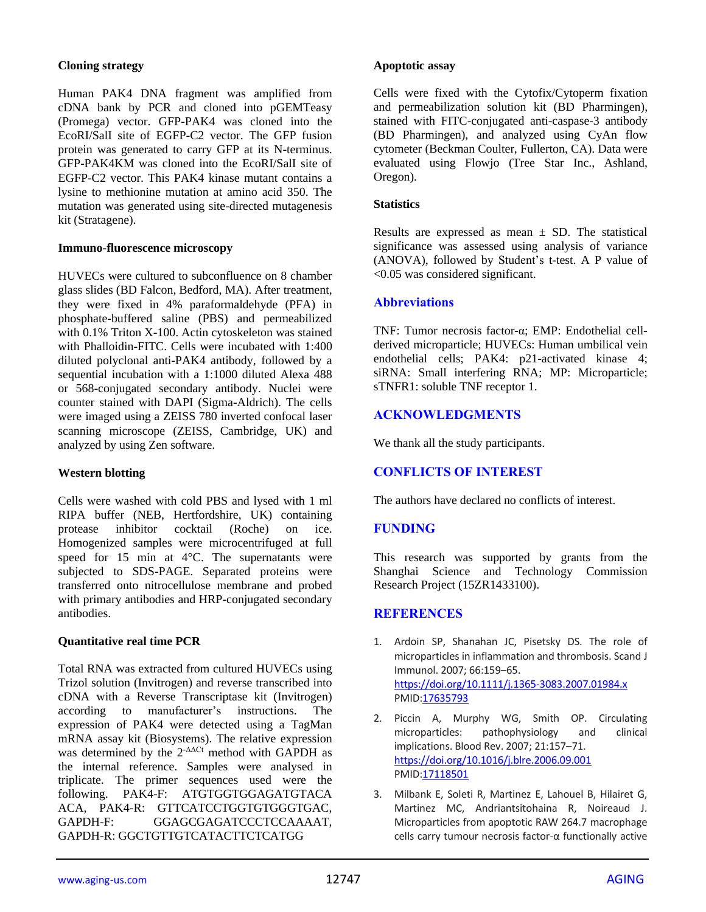### Cloning strategy

Human PAK4 DNA fragment was amplified from cDNA bank by PCR and cloned into pGEMTeasy (Promega) vector. GFP-PAK4 was cloned into the EcoRI/SalI site of EGFP-C2 vector. The GFP fusion protein was generated to carry GFP at its N-terminus. GFP-PAK4KM was cloned into the EcoRI/SalI site of EGFP-C2 vector. This PAK4 kinase mutant contains a lysine to methionine mutation at amino acid 350. The mutation was generated using site-directed mutagenesis kit (Stratagene).

### Immuno-fluorescence microscopy

HUVECs were cultured to subconfluence on 8 chamber glass slides (BD Falcon, Bedford, MA). After treatment, they were fixed in 4% paraformaldehyde (PFA) in phosphate-buffered saline (PBS) and permeabilized with 0.1% Triton X-100. Actin cytoskeleton was stained with Phalloidin-FITC. Cells were incubated with 1:400 diluted polyclonal anti-PAK4 antibody, followed by a sequential incubation with a 1:1000 diluted Alexa 488 or 568-conjugated secondary antibody. Nuclei were counter stained with DAPI (Sigma-Aldrich). The cells were imaged using a ZEISS 780 inverted confocal laser scanning microscope (ZEISS, Cambridge, UK) and analyzed by using Zen software.

### Western blotting

Cells were washed with cold PBS and lysed with 1 ml RIPA buffer (NEB, Hertfordshire, UK) containing protease inhibitor cocktail (Roche) on ice. Homogenized samples were microcentrifuged at full speed for 15 min at 4°C. The supernatants were subjected to SDS-PAGE. Separated proteins were transferred onto nitrocellulose membrane and probed with primary antibodies and HRP-conjugated secondary antibodies.

### Quantitative real time PCR

Total RNA was extracted from cultured HUVECs using Trizol solution (Invitrogen) and reverse transcribed into cDNA with a Reverse Transcriptase kit (Invitrogen) according to manufacturer's instructions. The expression of PAK4 were detected using a TagMan mRNA assay kit (Biosystems). The relative expression was determined by the $2^{-\Delta\Delta Ct}$ method with GAPDH as the internal reference. Samples were analysed in triplicate. The primer sequences used were the following. PAK4-F: ATGTGGTGGAGATGTACA ACA, PAK4-R: GTTCATCCTGGTGTGGGTGAC, GAPDH-F: GGAGCGAGATCCCTCCAAAAT, GAPDH-R: GGCTGTTGTCATACTTCTCATGG

### Apoptotic assay

Cells were fixed with the Cytofix/Cytoperm fixation and permeabilization solution kit (BD Pharmingen), stained with FITC-conjugated anti-caspase-3 antibody (BD Pharmingen), and analyzed using CyAn flow cytometer (Beckman Coulter, Fullerton, CA). Data were evaluated using Flowjo (Tree Star Inc., Ashland, Oregon).

### Statistics

Results are expressed as mean ± SD. The statistical significance was assessed using analysis of variance (ANOVA), followed by Student's t-test. A P value of <0.05 was considered significant.

## Abbreviations

TNF: Tumor necrosis factor-α; EMP: Endothelial cell-derived microparticle; HUVECs: Human umbilical vein endothelial cells; PAK4: p21-activated kinase 4; siRNA: Small interfering RNA; MP: Microparticle; sTNFR1: soluble TNF receptor 1.

## ACKNOWLEDGMENTS

We thank all the study participants.

## CONFLICTS OF INTEREST

The authors have declared no conflicts of interest.

## FUNDING

This research was supported by grants from the Shanghai Science and Technology Commission Research Project (15ZR1433100).

## REFERENCES

1. Ardoin SP, Shanahan JC, Pisetsky DS. The role of microparticles in inflammation and thrombosis. Scand J Immunol. 2007; 66:159–65. https://doi.org/10.1111/j.1365-3083.2007.01984.x PMID:17635793
2. Piccin A, Murphy WG, Smith OP. Circulating microparticles: pathophysiology and clinical implications. Blood Rev. 2007; 21:157–71. https://doi.org/10.1016/j.blre.2006.09.001 PMID:17118501
3. Milbank E, Soleti R, Martinez E, Lahouel B, Hilairet G, Martinez MC, Andriantsitohaina R, Noireaud J. Microparticles from apoptotic RAW 264.7 macrophage cells carry tumour necrosis factor-α functionally active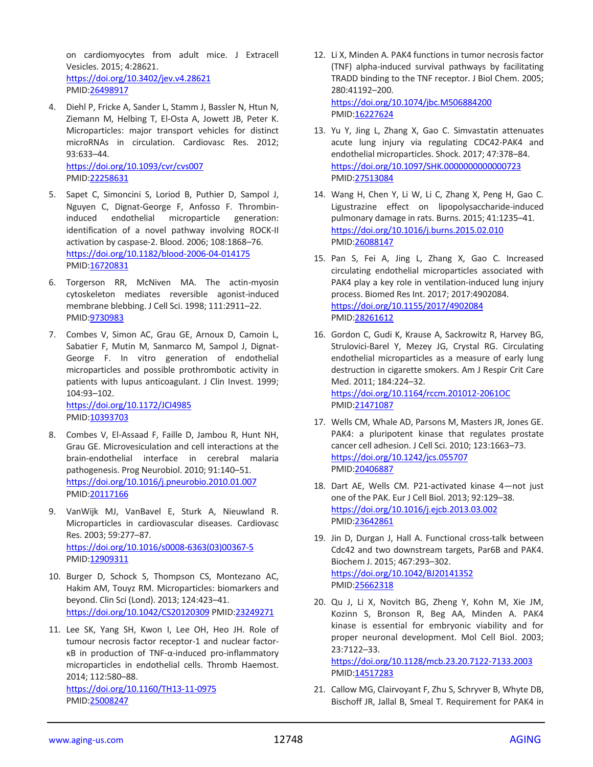on cardiomyocytes from adult mice. J Extracell Vesicles. 2015; 4:28621. https://doi.org/10.3402/jev.v4.28621 PMID:26498917

4. Diehl P, Fricke A, Sander L, Stamm J, Bassler N, Htun N, Ziemann M, Helbing T, El-Osta A, Jowett JB, Peter K. Microparticles: major transport vehicles for distinct microRNAs in circulation. Cardiovasc Res. 2012; 93:633–44. https://doi.org/10.1093/cvr/cvs007 PMID:22258631

5. Sapet C, Simoncini S, Loriod B, Puthier D, Sampol J, Nguyen C, Dignat-George F, Anfosso F. Thrombin-induced endothelial microparticle generation: identification of a novel pathway involving ROCK-II activation by caspase-2. Blood. 2006; 108:1868–76. https://doi.org/10.1182/blood-2006-04-014175 PMID:16720831

6. Torgerson RR, McNiven MA. The actin-myosin cytoskeleton mediates reversible agonist-induced membrane blebbing. J Cell Sci. 1998; 111:2911–22. PMID:9730983

7. Combes V, Simon AC, Grau GE, Arnoux D, Camoin L, Sabatier F, Mutin M, Sanmarco M, Sampol J, Dignat-George F. In vitro generation of endothelial microparticles and possible prothrombotic activity in patients with lupus anticoagulant. J Clin Invest. 1999; 104:93–102. https://doi.org/10.1172/JCI4985 PMID:10393703

8. Combes V, El-Assaad F, Faille D, Jambou R, Hunt NH, Grau GE. Microvesiculation and cell interactions at the brain-endothelial interface in cerebral malaria pathogenesis. Prog Neurobiol. 2010; 91:140–51. https://doi.org/10.1016/j.pneurobio.2010.01.007 PMID:20117166

9. VanWijk MJ, VanBavel E, Sturk A, Nieuwland R. Microparticles in cardiovascular diseases. Cardiovasc Res. 2003; 59:277–87. https://doi.org/10.1016/s0008-6363(03)00367-5 PMID:12909311

10. Burger D, Schock S, Thompson CS, Montezano AC, Hakim AM, Touyz RM. Microparticles: biomarkers and beyond. Clin Sci (Lond). 2013; 124:423–41. https://doi.org/10.1042/CS20120309 PMID:23249271

11. Lee SK, Yang SH, Kwon I, Lee OH, Heo JH. Role of tumour necrosis factor receptor-1 and nuclear factor-κB in production of TNF-α-induced pro-inflammatory microparticles in endothelial cells. Thromb Haemost. 2014; 112:580–88. https://doi.org/10.1160/TH13-11-0975 PMID:25008247

12. Li X, Minden A. PAK4 functions in tumor necrosis factor (TNF) alpha-induced survival pathways by facilitating TRADD binding to the TNF receptor. J Biol Chem. 2005; 280:41192–200. https://doi.org/10.1074/jbc.M506884200 PMID:16227624

13. Yu Y, Jing L, Zhang X, Gao C. Simvastatin attenuates acute lung injury via regulating CDC42-PAK4 and endothelial microparticles. Shock. 2017; 47:378–84. https://doi.org/10.1097/SHK.0000000000000723 PMID:27513084

14. Wang H, Chen Y, Li W, Li C, Zhang X, Peng H, Gao C. Ligustrazine effect on lipopolysaccharide-induced pulmonary damage in rats. Burns. 2015; 41:1235–41. https://doi.org/10.1016/j.burns.2015.02.010 PMID:26088147

15. Pan S, Fei A, Jing L, Zhang X, Gao C. Increased circulating endothelial microparticles associated with PAK4 play a key role in ventilation-induced lung injury process. Biomed Res Int. 2017; 2017:4902084. https://doi.org/10.1155/2017/4902084 PMID:28261612

16. Gordon C, Gudi K, Krause A, Sackrowitz R, Harvey BG, Strulovici-Barel Y, Mezey JG, Crystal RG. Circulating endothelial microparticles as a measure of early lung destruction in cigarette smokers. Am J Respir Crit Care Med. 2011; 184:224–32. https://doi.org/10.1164/rccm.201012-2061OC PMID:21471087

17. Wells CM, Whale AD, Parsons M, Masters JR, Jones GE. PAK4: a pluripotent kinase that regulates prostate cancer cell adhesion. J Cell Sci. 2010; 123:1663–73. https://doi.org/10.1242/jcs.055707 PMID:20406887

18. Dart AE, Wells CM. P21-activated kinase 4—not just one of the PAK. Eur J Cell Biol. 2013; 92:129–38. https://doi.org/10.1016/j.ejcb.2013.03.002 PMID:23642861

19. Jin D, Durgan J, Hall A. Functional cross-talk between Cdc42 and two downstream targets, Par6B and PAK4. Biochem J. 2015; 467:293–302. https://doi.org/10.1042/BJ20141352 PMID:25662318

20. Qu J, Li X, Novitch BG, Zheng Y, Kohn M, Xie JM, Kozinn S, Bronson R, Beg AA, Minden A. PAK4 kinase is essential for embryonic viability and for proper neuronal development. Mol Cell Biol. 2003; 23:7122–33. https://doi.org/10.1128/mcb.23.20.7122-7133.2003 PMID:14517283

21. Callow MG, Clairvoyant F, Zhu S, Schryver B, Whyte DB, Bischoff JR, Jallal B, Smeal T. Requirement for PAK4 in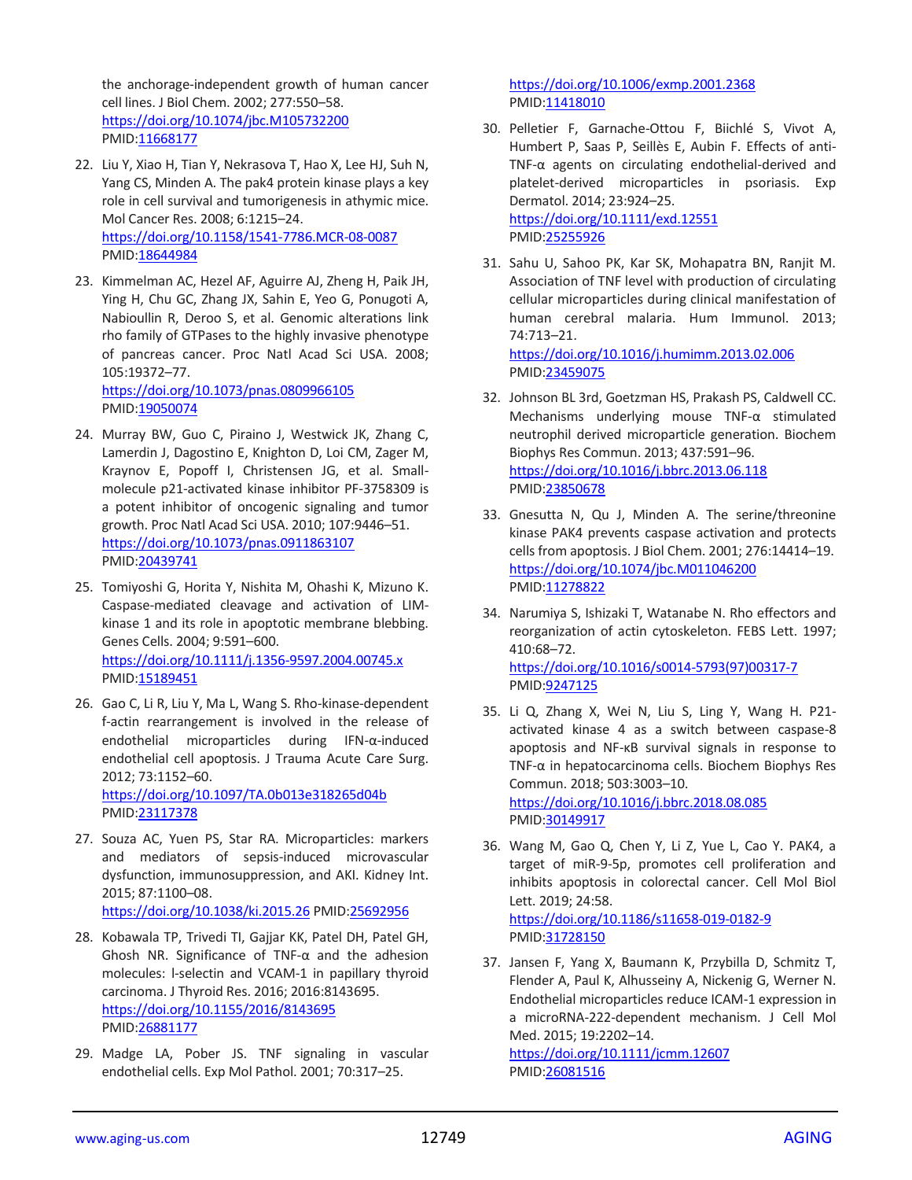the anchorage-independent growth of human cancer cell lines. J Biol Chem. 2002; 277:550–58. https://doi.org/10.1074/jbc.M105732200 PMID:11668177

22. Liu Y, Xiao H, Tian Y, Nekrasova T, Hao X, Lee HJ, Suh N, Yang CS, Minden A. The pak4 protein kinase plays a key role in cell survival and tumorigenesis in athymic mice. Mol Cancer Res. 2008; 6:1215–24. https://doi.org/10.1158/1541-7786.MCR-08-0087 PMID:18644984

23. Kimmelman AC, Hezel AF, Aguirre AJ, Zheng H, Paik JH, Ying H, Chu GC, Zhang JX, Sahin E, Yeo G, Ponugoti A, Nabioullin R, Deroo S, et al. Genomic alterations link rho family of GTPases to the highly invasive phenotype of pancreas cancer. Proc Natl Acad Sci USA. 2008; 105:19372–77. https://doi.org/10.1073/pnas.0809966105 PMID:19050074

24. Murray BW, Guo C, Piraino J, Westwick JK, Zhang C, Lamerdin J, Dagostino E, Knighton D, Loi CM, Zager M, Kraynov E, Popoff I, Christensen JG, et al. Small-molecule p21-activated kinase inhibitor PF-3758309 is a potent inhibitor of oncogenic signaling and tumor growth. Proc Natl Acad Sci USA. 2010; 107:9446–51. https://doi.org/10.1073/pnas.0911863107 PMID:20439741

25. Tomiyoshi G, Horita Y, Nishita M, Ohashi K, Mizuno K. Caspase-mediated cleavage and activation of LIM-kinase 1 and its role in apoptotic membrane blebbing. Genes Cells. 2004; 9:591–600. https://doi.org/10.1111/j.1356-9597.2004.00745.x PMID:15189451

26. Gao C, Li R, Liu Y, Ma L, Wang S. Rho-kinase-dependent f-actin rearrangement is involved in the release of endothelial microparticles during IFN-α-induced endothelial cell apoptosis. J Trauma Acute Care Surg. 2012; 73:1152–60. https://doi.org/10.1097/TA.0b013e318265d04b PMID:23117378

27. Souza AC, Yuen PS, Star RA. Microparticles: markers and mediators of sepsis-induced microvascular dysfunction, immunosuppression, and AKI. Kidney Int. 2015; 87:1100–08. https://doi.org/10.1038/ki.2015.26 PMID:25692956

28. Kobawala TP, Trivedi TI, Gajjar KK, Patel DH, Patel GH, Ghosh NR. Significance of TNF-α and the adhesion molecules: l-selectin and VCAM-1 in papillary thyroid carcinoma. J Thyroid Res. 2016; 2016:8143695. https://doi.org/10.1155/2016/8143695 PMID:26881177

29. Madge LA, Pober JS. TNF signaling in vascular endothelial cells. Exp Mol Pathol. 2001; 70:317–25. https://doi.org/10.1006/exmp.2001.2368 PMID:11418010

30. Pelletier F, Garnache-Ottou F, Biichlé S, Vivot A, Humbert P, Saas P, Seillès E, Aubin F. Effects of anti-TNF-α agents on circulating endothelial-derived and platelet-derived microparticles in psoriasis. Exp Dermatol. 2014; 23:924–25. https://doi.org/10.1111/exd.12551 PMID:25255926

31. Sahu U, Sahoo PK, Kar SK, Mohapatra BN, Ranjit M. Association of TNF level with production of circulating cellular microparticles during clinical manifestation of human cerebral malaria. Hum Immunol. 2013; 74:713–21. https://doi.org/10.1016/j.humimm.2013.02.006 PMID:23459075

32. Johnson BL 3rd, Goetzman HS, Prakash PS, Caldwell CC. Mechanisms underlying mouse TNF-α stimulated neutrophil derived microparticle generation. Biochem Biophys Res Commun. 2013; 437:591–96. https://doi.org/10.1016/j.bbrc.2013.06.118 PMID:23850678

33. Gnesutta N, Qu J, Minden A. The serine/threonine kinase PAK4 prevents caspase activation and protects cells from apoptosis. J Biol Chem. 2001; 276:14414–19. https://doi.org/10.1074/jbc.M011046200 PMID:11278822

34. Narumiya S, Ishizaki T, Watanabe N. Rho effectors and reorganization of actin cytoskeleton. FEBS Lett. 1997; 410:68–72. https://doi.org/10.1016/s0014-5793(97)00317-7 PMID:9247125

35. Li Q, Zhang X, Wei N, Liu S, Ling Y, Wang H. P21-activated kinase 4 as a switch between caspase-8 apoptosis and NF-κB survival signals in response to TNF-α in hepatocarcinoma cells. Biochem Biophys Res Commun. 2018; 503:3003–10. https://doi.org/10.1016/j.bbrc.2018.08.085 PMID:30149917

36. Wang M, Gao Q, Chen Y, Li Z, Yue L, Cao Y. PAK4, a target of miR-9-5p, promotes cell proliferation and inhibits apoptosis in colorectal cancer. Cell Mol Biol Lett. 2019; 24:58. https://doi.org/10.1186/s11658-019-0182-9 PMID:31728150

37. Jansen F, Yang X, Baumann K, Przybilla D, Schmitz T, Flender A, Paul K, Alhusseiny A, Nickenig G, Werner N. Endothelial microparticles reduce ICAM-1 expression in a microRNA-222-dependent mechanism. J Cell Mol Med. 2015; 19:2202–14. https://doi.org/10.1111/jcmm.12607 PMID:26081516